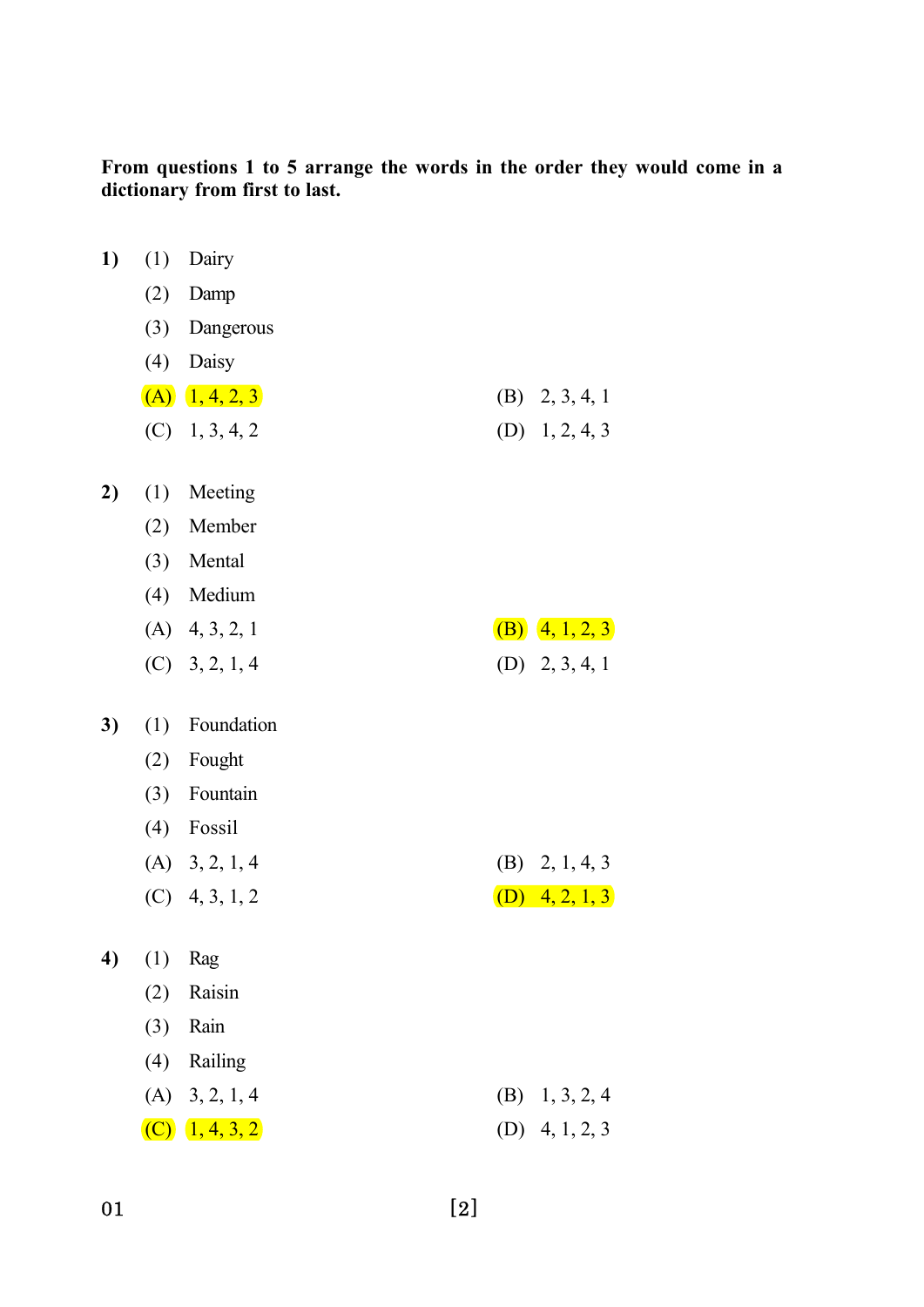**From questions 1 to 5 arrange the words in the order they would come in a dictionary from first to last.**

**1)** (1) Dairy
(2) Damp
(3) Dangerous
(4) Daisy

(A) 1, 4, 2, 3
(B) 2, 3, 4, 1
(C) 1, 3, 4, 2
(D) 1, 2, 4, 3

**2)** (1) Meeting
(2) Member
(3) Mental
(4) Medium

(A) 4, 3, 2, 1
(B) 4, 1, 2, 3
(C) 3, 2, 1, 4
(D) 2, 3, 4, 1

**3)** (1) Foundation
(2) Fought
(3) Fountain
(4) Fossil

(A) 3, 2, 1, 4
(B) 2, 1, 4, 3
(C) 4, 3, 1, 2
(D) 4, 2, 1, 3

**4)** (1) Rag
(2) Raisin
(3) Rain
(4) Railing

(A) 3, 2, 1, 4
(B) 1, 3, 2, 4
(C) 1, 4, 3, 2
(D) 4, 1, 2, 3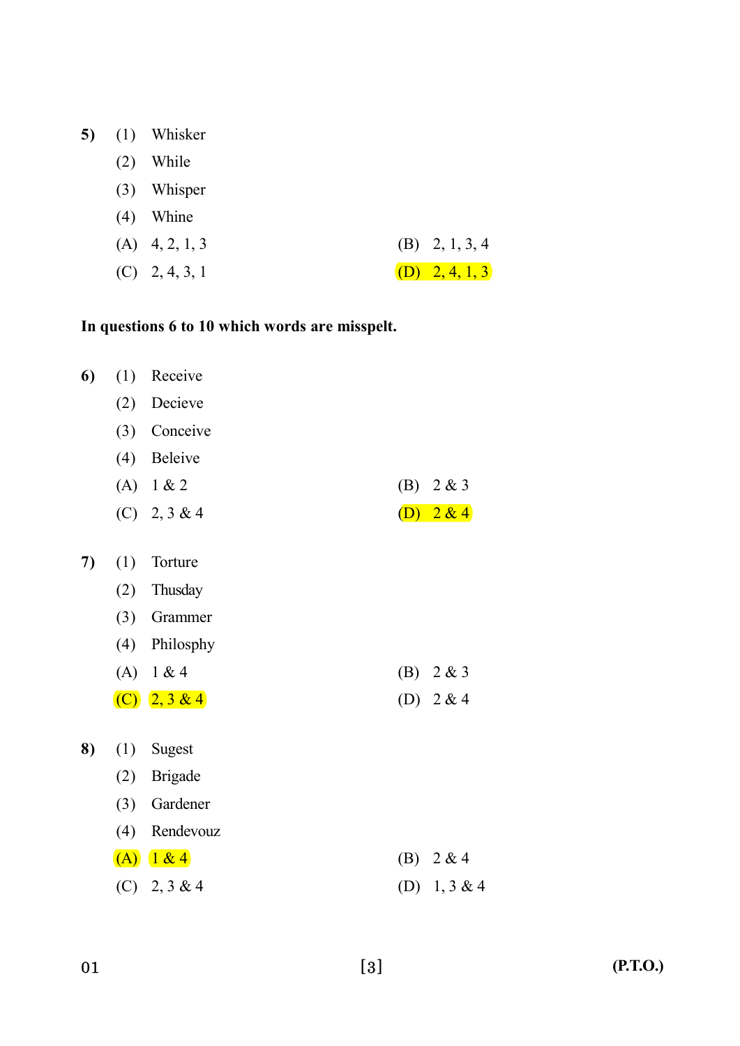**5)** (1) Whisker

(2) While

(3) Whisper

(4) Whine

(A) 4, 2, 1, 3 (B) 2, 1, 3, 4

(C) 2, 4, 3, 1 (D) 2, 4, 1, 3

**In questions 6 to 10 which words are misspelt.**

**6)** (1) Receive

(2) Decieve

(3) Conceive

(4) Beleive

(A) 1 & 2 (B) 2 & 3

(C) 2, 3 & 4 (D) 2 & 4

**7)** (1) Torture

(2) Thusday

(3) Grammer

(4) Philosphy

(A) 1 & 4 (B) 2 & 3

(C) 2, 3 & 4 (D) 2 & 4

**8)** (1) Sugest

(2) Brigade

(3) Gardener

(4) Rendevouz

(A) 1 & 4 (B) 2 & 4

(C) 2, 3 & 4 (D) 1, 3 & 4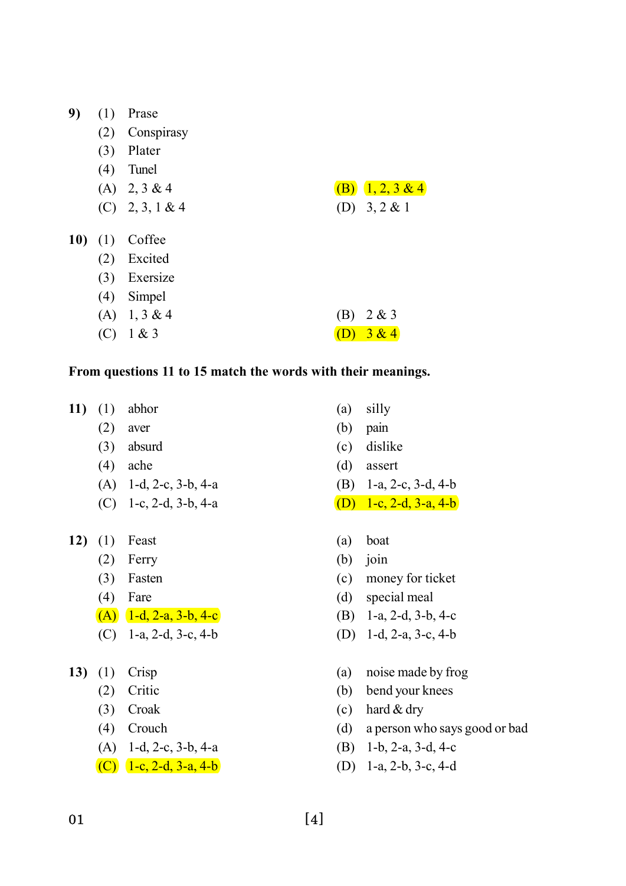**9)** (1) Prase
(2) Conspirasy
(3) Plater
(4) Tunel

(A) 2, 3 & 4
(B) 1, 2, 3 & 4
(C) 2, 3, 1 & 4
(D) 3, 2 & 1

**10)** (1) Coffee
(2) Excited
(3) Exersize
(4) Simpel

(A) 1, 3 & 4
(B) 2 & 3
(C) 1 & 3
(D) 3 & 4

**From questions 11 to 15 match the words with their meanings.**

**11)** (1) abhor — (a) silly
(2) aver — (b) pain
(3) absurd — (c) dislike
(4) ache — (d) assert

(A) 1-d, 2-c, 3-b, 4-a
(B) 1-a, 2-c, 3-d, 4-b
(C) 1-c, 2-d, 3-b, 4-a
(D) 1-c, 2-d, 3-a, 4-b

**12)** (1) Feast — (a) boat
(2) Ferry — (b) join
(3) Fasten — (c) money for ticket
(4) Fare — (d) special meal

(A) 1-d, 2-a, 3-b, 4-c
(B) 1-a, 2-d, 3-b, 4-c
(C) 1-a, 2-d, 3-c, 4-b
(D) 1-d, 2-a, 3-c, 4-b

**13)** (1) Crisp — (a) noise made by frog
(2) Critic — (b) bend your knees
(3) Croak — (c) hard & dry
(4) Crouch — (d) a person who says good or bad

(A) 1-d, 2-c, 3-b, 4-a
(B) 1-b, 2-a, 3-d, 4-c
(C) 1-c, 2-d, 3-a, 4-b
(D) 1-a, 2-b, 3-c, 4-d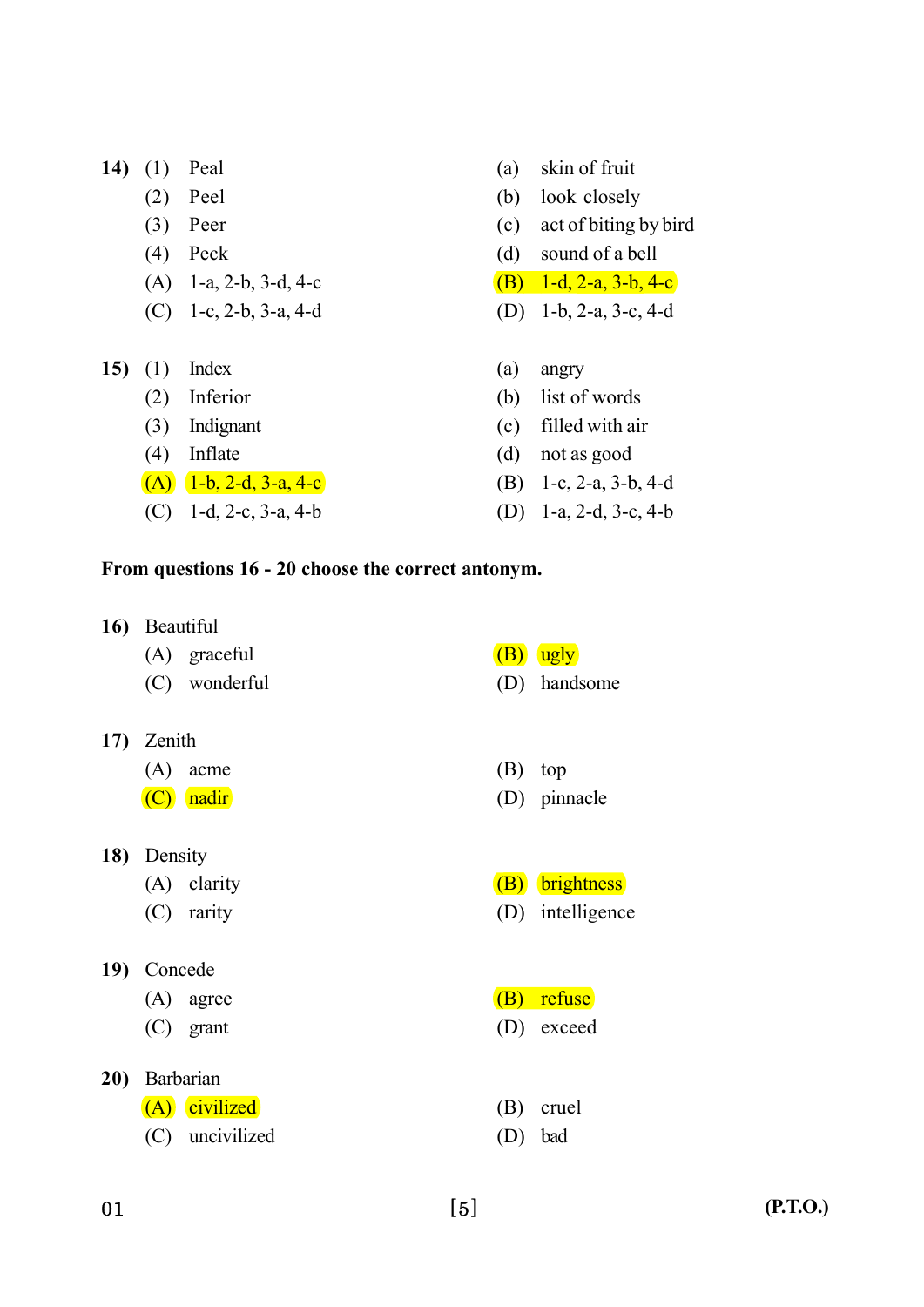**14)** (1) Peal — (a) skin of fruit

(2) Peel — (b) look closely

(3) Peer — (c) act of biting by bird

(4) Peck — (d) sound of a bell

(A) 1-a, 2-b, 3-d, 4-c

(B) 1-d, 2-a, 3-b, 4-c

(C) 1-c, 2-b, 3-a, 4-d

(D) 1-b, 2-a, 3-c, 4-d

**15)** (1) Index — (a) angry

(2) Inferior — (b) list of words

(3) Indignant — (c) filled with air

(4) Inflate — (d) not as good

(A) 1-b, 2-d, 3-a, 4-c

(B) 1-c, 2-a, 3-b, 4-d

(C) 1-d, 2-c, 3-a, 4-b

(D) 1-a, 2-d, 3-c, 4-b

**From questions 16 - 20 choose the correct antonym.**

**16)** Beautiful

(A) graceful

(B) ugly

(C) wonderful

(D) handsome

**17)** Zenith

(A) acme

(B) top

(C) nadir

(D) pinnacle

**18)** Density

(A) clarity

(B) brightness

(C) rarity

(D) intelligence

**19)** Concede

(A) agree

(B) refuse

(C) grant

(D) exceed

**20)** Barbarian

(A) civilized

(B) cruel

(C) uncivilized

(D) bad

01 (P.T.O.)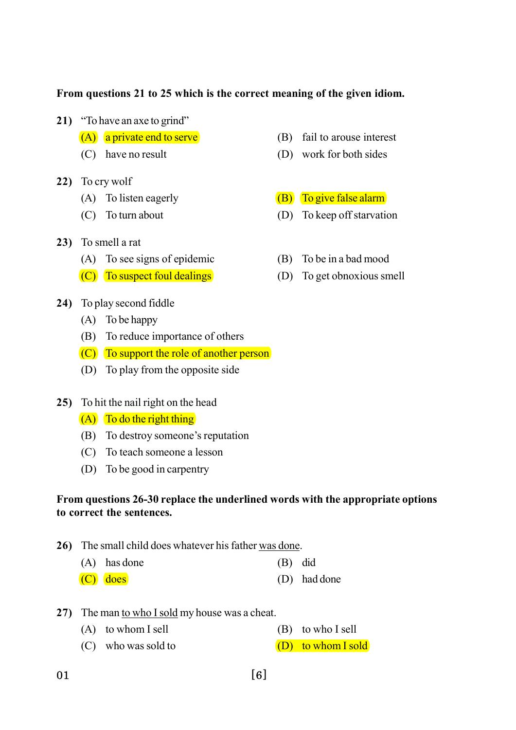**From questions 21 to 25 which is the correct meaning of the given idiom.**

**21)** "To have an axe to grind"

(A) a private end to serve
(B) fail to arouse interest
(C) have no result
(D) work for both sides

**22)** To cry wolf

(A) To listen eagerly
(B) To give false alarm
(C) To turn about
(D) To keep off starvation

**23)** To smell a rat

(A) To see signs of epidemic
(B) To be in a bad mood
(C) To suspect foul dealings
(D) To get obnoxious smell

**24)** To play second fiddle

(A) To be happy
(B) To reduce importance of others
(C) To support the role of another person
(D) To play from the opposite side

**25)** To hit the nail right on the head

(A) To do the right thing
(B) To destroy someone's reputation
(C) To teach someone a lesson
(D) To be good in carpentry

**From questions 26-30 replace the underlined words with the appropriate options to correct the sentences.**

**26)** The small child does whatever his father <u>was done</u>.

(A) has done
(B) did
(C) does
(D) had done

**27)** The man <u>to who I sold</u> my house was a cheat.

(A) to whom I sell
(B) to who I sell
(C) who was sold to
(D) to whom I sold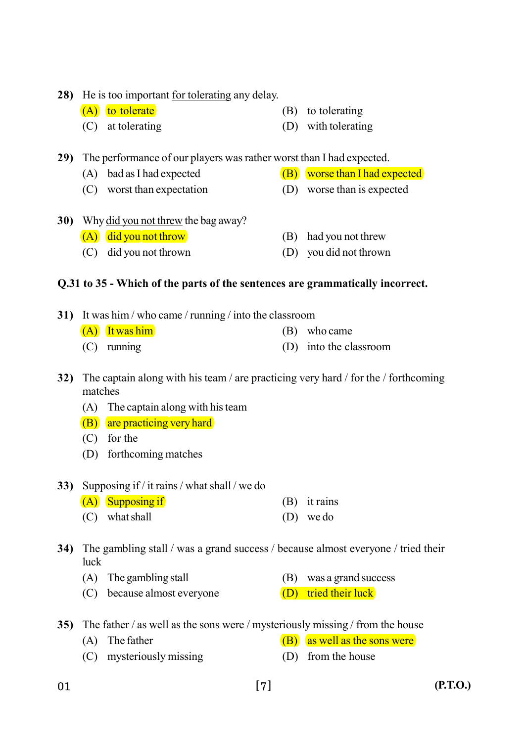**28)** He is too important <u>for tolerating</u> any delay.

(A) to tolerate
(B) to tolerating
(C) at tolerating
(D) with tolerating

**29)** The performance of our players was rather <u>worst than I had expected</u>.

(A) bad as I had expected
(B) worse than I had expected
(C) worst than expectation
(D) worse than is expected

**30)** Why <u>did you not threw</u> the bag away?

(A) did you not throw
(B) had you not threw
(C) did you not thrown
(D) you did not thrown

**Q.31 to 35 - Which of the parts of the sentences are grammatically incorrect.**

**31)** It was him / who came / running / into the classroom

(A) It was him
(B) who came
(C) running
(D) into the classroom

**32)** The captain along with his team / are practicing very hard / for the / forthcoming matches

(A) The captain along with his team
(B) are practicing very hard
(C) for the
(D) forthcoming matches

**33)** Supposing if / it rains / what shall / we do

(A) Supposing if
(B) it rains
(C) what shall
(D) we do

**34)** The gambling stall / was a grand success / because almost everyone / tried their luck

(A) The gambling stall
(B) was a grand success
(C) because almost everyone
(D) tried their luck

**35)** The father / as well as the sons were / mysteriously missing / from the house

(A) The father
(B) as well as the sons were
(C) mysteriously missing
(D) from the house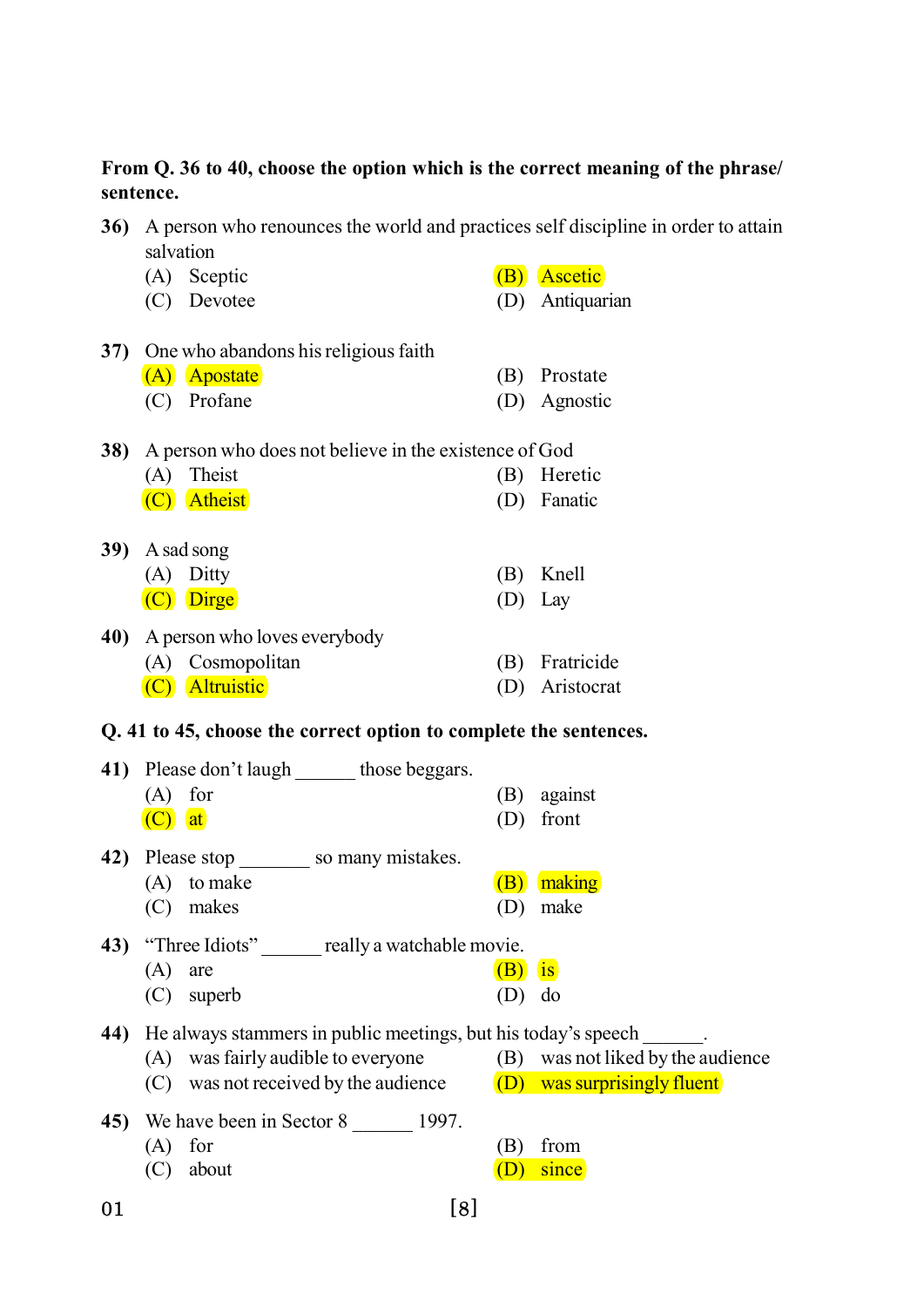**From Q. 36 to 40, choose the option which is the correct meaning of the phrase/ sentence.**

**36)** A person who renounces the world and practices self discipline in order to attain salvation

(A) Sceptic
(B) Ascetic
(C) Devotee
(D) Antiquarian

**37)** One who abandons his religious faith

(A) Apostate
(B) Prostate
(C) Profane
(D) Agnostic

**38)** A person who does not believe in the existence of God

(A) Theist
(B) Heretic
(C) Atheist
(D) Fanatic

**39)** A sad song

(A) Ditty
(B) Knell
(C) Dirge
(D) Lay

**40)** A person who loves everybody

(A) Cosmopolitan
(B) Fratricide
(C) Altruistic
(D) Aristocrat

**Q. 41 to 45, choose the correct option to complete the sentences.**

**41)** Please don't laugh ______ those beggars.

(A) for
(B) against
(C) at
(D) front

**42)** Please stop _______ so many mistakes.

(A) to make
(B) making
(C) makes
(D) make

**43)** "Three Idiots" ______ really a watchable movie.

(A) are
(B) is
(C) superb
(D) do

**44)** He always stammers in public meetings, but his today's speech ______.

(A) was fairly audible to everyone
(B) was not liked by the audience
(C) was not received by the audience
(D) was surprisingly fluent

**45)** We have been in Sector 8 ______ 1997.

(A) for
(B) from
(C) about
(D) since

01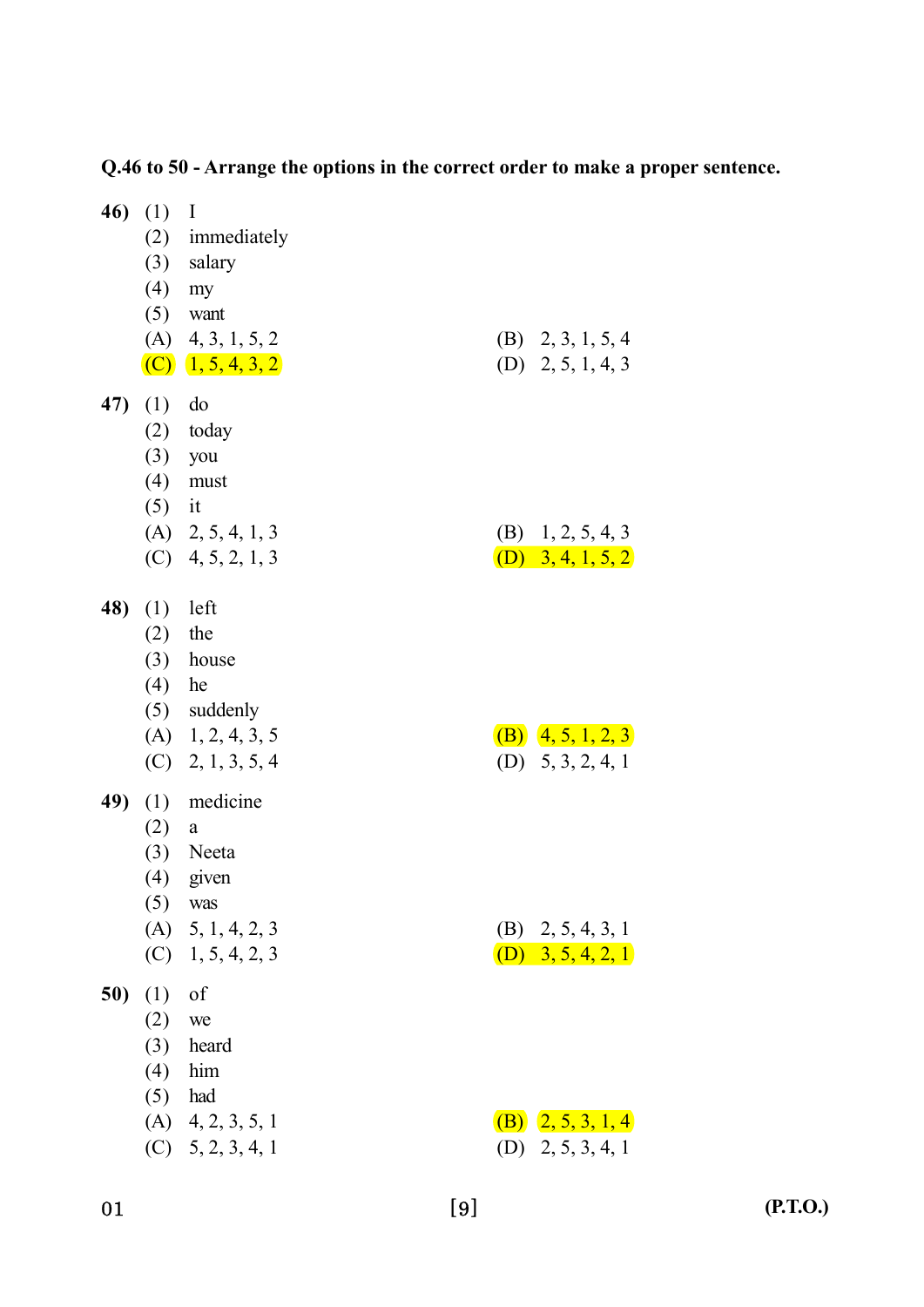**Q.46 to 50 - Arrange the options in the correct order to make a proper sentence.**

**46)** (1) I
(2) immediately
(3) salary
(4) my
(5) want

(A) 4, 3, 1, 5, 2
(B) 2, 3, 1, 5, 4
(C) 1, 5, 4, 3, 2
(D) 2, 5, 1, 4, 3

**47)** (1) do
(2) today
(3) you
(4) must
(5) it

(A) 2, 5, 4, 1, 3
(B) 1, 2, 5, 4, 3
(C) 4, 5, 2, 1, 3
(D) 3, 4, 1, 5, 2

**48)** (1) left
(2) the
(3) house
(4) he
(5) suddenly

(A) 1, 2, 4, 3, 5
(B) 4, 5, 1, 2, 3
(C) 2, 1, 3, 5, 4
(D) 5, 3, 2, 4, 1

**49)** (1) medicine
(2) a
(3) Neeta
(4) given
(5) was

(A) 5, 1, 4, 2, 3
(B) 2, 5, 4, 3, 1
(C) 1, 5, 4, 2, 3
(D) 3, 5, 4, 2, 1

**50)** (1) of
(2) we
(3) heard
(4) him
(5) had

(A) 4, 2, 3, 5, 1
(B) 2, 5, 3, 1, 4
(C) 5, 2, 3, 4, 1
(D) 2, 5, 3, 4, 1

01

(P.T.O.)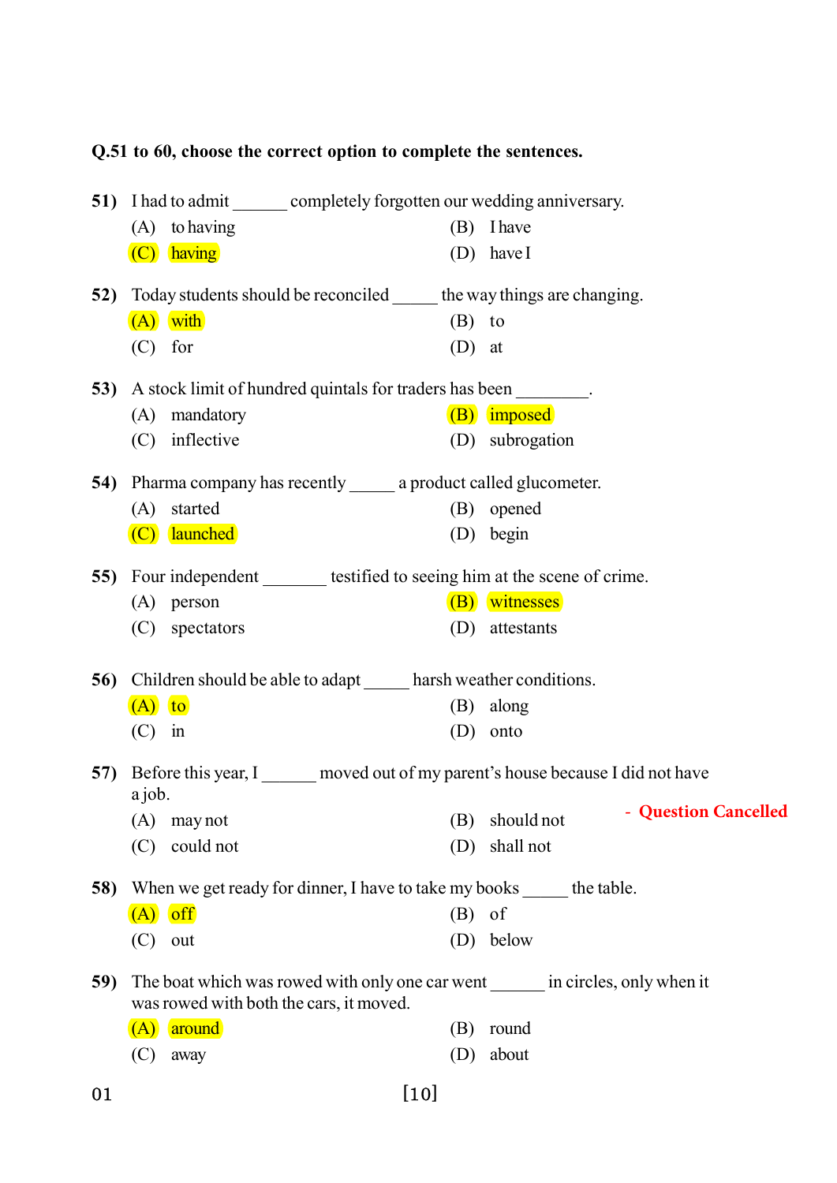**Q.51 to 60, choose the correct option to complete the sentences.**

**51)** I had to admit ______ completely forgotten our wedding anniversary.

(A) to having
(B) I have
(C) having
(D) have I

**52)** Today students should be reconciled _____ the way things are changing.

(A) with
(B) to
(C) for
(D) at

**53)** A stock limit of hundred quintals for traders has been ________.

(A) mandatory
(B) imposed
(C) inflective
(D) subrogation

**54)** Pharma company has recently _____ a product called glucometer.

(A) started
(B) opened
(C) launched
(D) begin

**55)** Four independent _______ testified to seeing him at the scene of crime.

(A) person
(B) witnesses
(C) spectators
(D) attestants

**56)** Children should be able to adapt _____ harsh weather conditions.

(A) to
(B) along
(C) in
(D) onto

**57)** Before this year, I ______ moved out of my parent's house because I did not have a job.

(A) may not
(B) should not
(C) could not
(D) shall not

**- Question Cancelled**

**58)** When we get ready for dinner, I have to take my books _____ the table.

(A) off
(B) of
(C) out
(D) below

**59)** The boat which was rowed with only one car went ______ in circles, only when it was rowed with both the cars, it moved.

(A) around
(B) round
(C) away
(D) about

01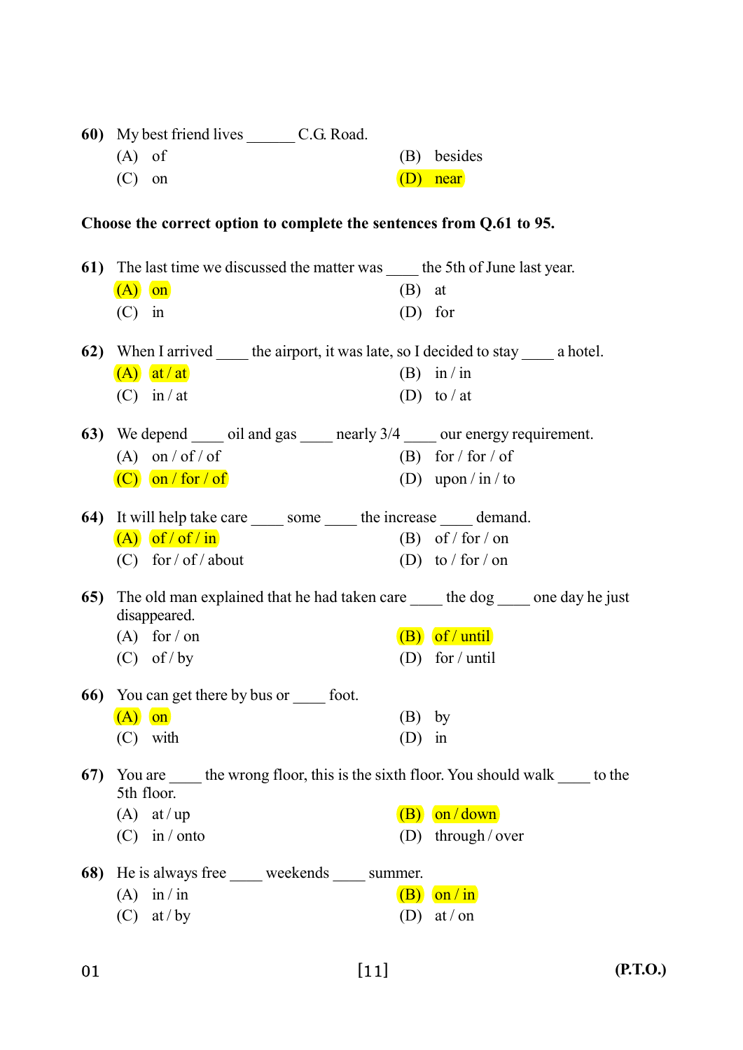**60)** My best friend lives ______ C.G. Road.

(A) of  
(B) besides  
(C) on  
(D) near

**Choose the correct option to complete the sentences from Q.61 to 95.**

**61)** The last time we discussed the matter was ____ the 5th of June last year.

(A) on  
(B) at  
(C) in  
(D) for

**62)** When I arrived ____ the airport, it was late, so I decided to stay ____ a hotel.

(A) at / at  
(B) in / in  
(C) in / at  
(D) to / at

**63)** We depend ____ oil and gas ____ nearly 3/4 ____ our energy requirement.

(A) on / of / of  
(B) for / for / of  
(C) on / for / of  
(D) upon / in / to

**64)** It will help take care ____ some ____ the increase ____ demand.

(A) of / of / in  
(B) of / for / on  
(C) for / of / about  
(D) to / for / on

**65)** The old man explained that he had taken care ____ the dog ____ one day he just disappeared.

(A) for / on  
(B) of / until  
(C) of / by  
(D) for / until

**66)** You can get there by bus or ____ foot.

(A) on  
(B) by  
(C) with  
(D) in

**67)** You are ____ the wrong floor, this is the sixth floor. You should walk ____ to the 5th floor.

(A) at / up  
(B) on / down  
(C) in / onto  
(D) through / over

**68)** He is always free ____ weekends ____ summer.

(A) in / in  
(B) on / in  
(C) at / by  
(D) at / on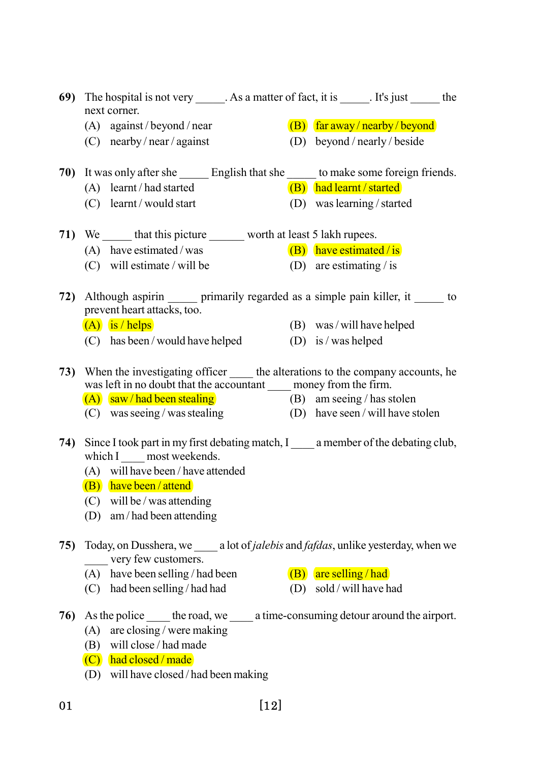69) The hospital is not very _____. As a matter of fact, it is _____. It's just _____ the next corner.

(A) against / beyond / near
(B) far away / nearby / beyond
(C) nearby / near / against
(D) beyond / nearly / beside

70) It was only after she _____ English that she _____ to make some foreign friends.

(A) learnt / had started
(B) had learnt / started
(C) learnt / would start
(D) was learning / started

71) We _____ that this picture ______ worth at least 5 lakh rupees.

(A) have estimated / was
(B) have estimated / is
(C) will estimate / will be
(D) are estimating / is

72) Although aspirin _____ primarily regarded as a simple pain killer, it _____ to prevent heart attacks, too.

(A) is / helps
(B) was / will have helped
(C) has been / would have helped
(D) is / was helped

73) When the investigating officer ____ the alterations to the company accounts, he was left in no doubt that the accountant ____ money from the firm.

(A) saw / had been stealing
(B) am seeing / has stolen
(C) was seeing / was stealing
(D) have seen / will have stolen

74) Since I took part in my first debating match, I ____ a member of the debating club, which I ____ most weekends.

(A) will have been / have attended
(B) have been / attend
(C) will be / was attending
(D) am / had been attending

75) Today, on Dusshera, we ____ a lot of *jalebis* and *fafdas*, unlike yesterday, when we ____ very few customers.

(A) have been selling / had been
(B) are selling / had
(C) had been selling / had had
(D) sold / will have had

76) As the police ____ the road, we ____ a time-consuming detour around the airport.

(A) are closing / were making
(B) will close / had made
(C) had closed / made
(D) will have closed / had been making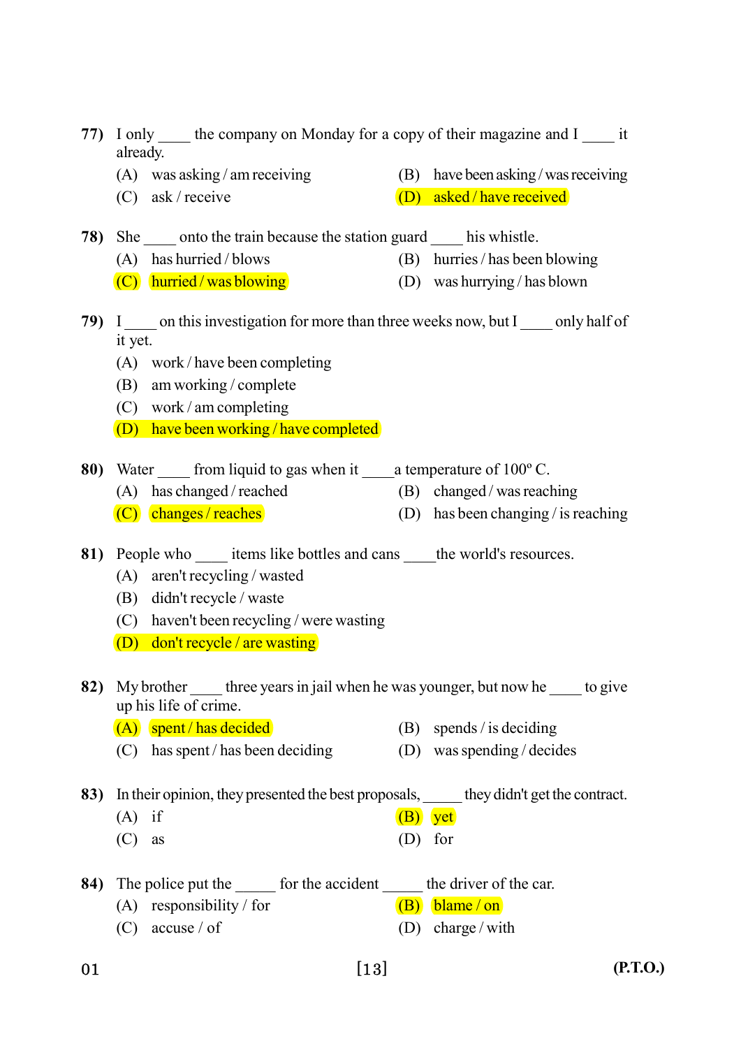77) I only ____ the company on Monday for a copy of their magazine and I ____ it already.

(A) was asking / am receiving
(B) have been asking / was receiving
(C) ask / receive
(D) asked / have received

78) She ____ onto the train because the station guard ____ his whistle.

(A) has hurried / blows
(B) hurries / has been blowing
(C) hurried / was blowing
(D) was hurrying / has blown

79) I ____ on this investigation for more than three weeks now, but I ____ only half of it yet.

(A) work / have been completing
(B) am working / complete
(C) work / am completing
(D) have been working / have completed

80) Water ____ from liquid to gas when it ____ a temperature of 100º C.

(A) has changed / reached
(B) changed / was reaching
(C) changes / reaches
(D) has been changing / is reaching

81) People who ____ items like bottles and cans ____ the world's resources.

(A) aren't recycling / wasted
(B) didn't recycle / waste
(C) haven't been recycling / were wasting
(D) don't recycle / are wasting

82) My brother ____ three years in jail when he was younger, but now he ____ to give up his life of crime.

(A) spent / has decided
(B) spends / is deciding
(C) has spent / has been deciding
(D) was spending / decides

83) In their opinion, they presented the best proposals, ____ they didn't get the contract.

(A) if
(B) yet
(C) as
(D) for

84) The police put the _____ for the accident _____ the driver of the car.

(A) responsibility / for
(B) blame / on
(C) accuse / of
(D) charge / with

01 (P.T.O.)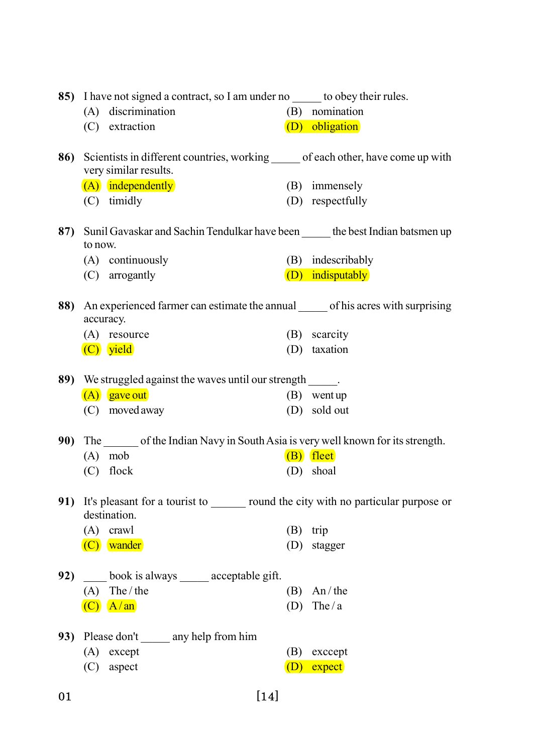85) I have not signed a contract, so I am under no _____ to obey their rules.

(A) discrimination (B) nomination

(C) extraction (D) obligation

86) Scientists in different countries, working _____ of each other, have come up with very similar results.

(A) independently (B) immensely

(C) timidly (D) respectfully

87) Sunil Gavaskar and Sachin Tendulkar have been _____ the best Indian batsmen up to now.

(A) continuously (B) indescribably

(C) arrogantly (D) indisputably

88) An experienced farmer can estimate the annual _____ of his acres with surprising accuracy.

(A) resource (B) scarcity

(C) yield (D) taxation

89) We struggled against the waves until our strength _____.

(A) gave out (B) went up

(C) moved away (D) sold out

90) The ______ of the Indian Navy in South Asia is very well known for its strength.

(A) mob (B) fleet

(C) flock (D) shoal

91) It's pleasant for a tourist to ______ round the city with no particular purpose or destination.

(A) crawl (B) trip

(C) wander (D) stagger

92) ____ book is always _____ acceptable gift.

(A) The / the (B) An / the

(C) A / an (D) The / a

93) Please don't _____ any help from him

(A) except (B) exccept

(C) aspect (D) expect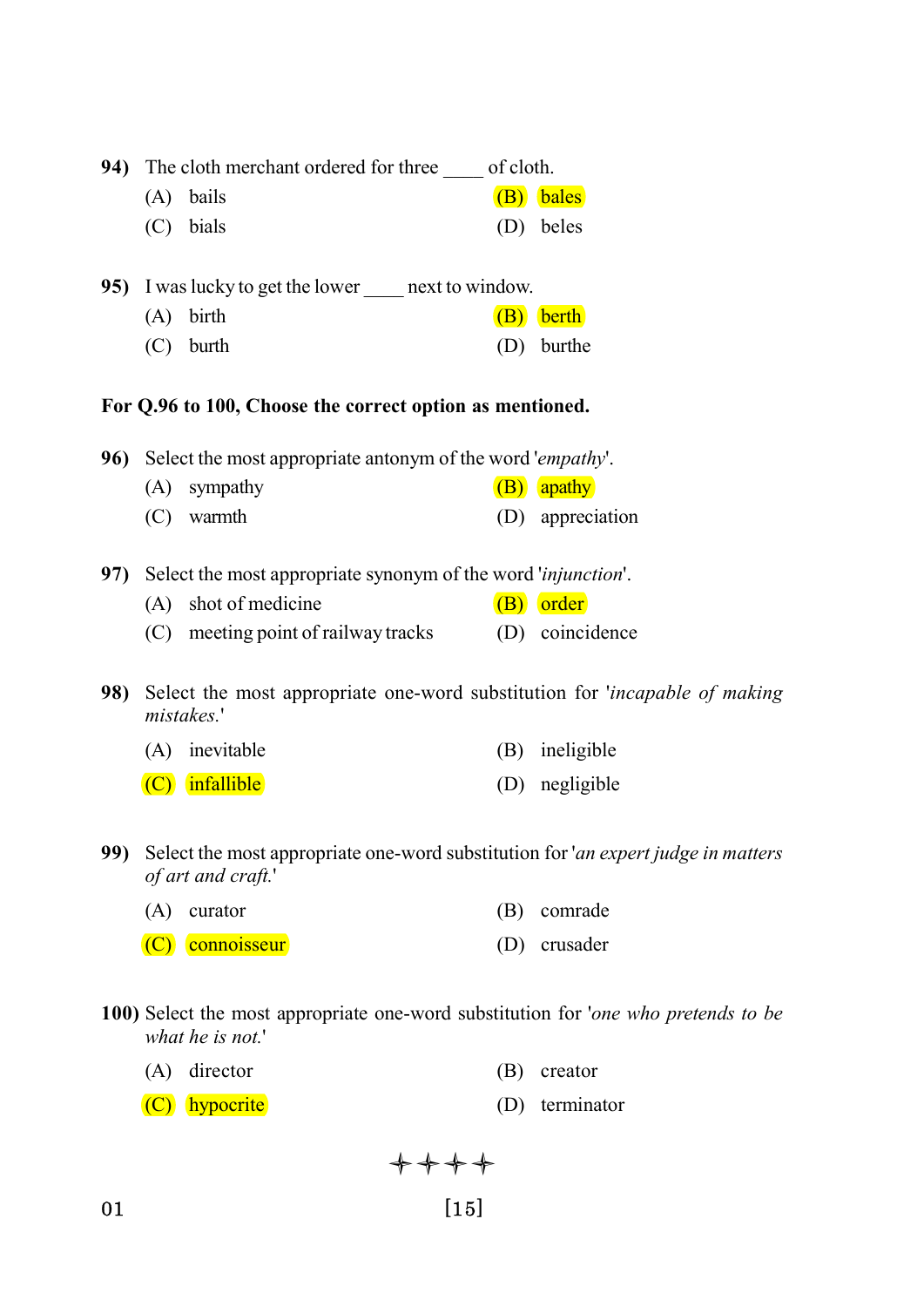**94)** The cloth merchant ordered for three ____ of cloth.

(A) bails
(B) bales
(C) bials
(D) beles

**95)** I was lucky to get the lower ____ next to window.

(A) birth
(B) berth
(C) burth
(D) burthe

**For Q.96 to 100, Choose the correct option as mentioned.**

**96)** Select the most appropriate antonym of the word '*empathy*'.

(A) sympathy
(B) apathy
(C) warmth
(D) appreciation

**97)** Select the most appropriate synonym of the word '*injunction*'.

(A) shot of medicine
(B) order
(C) meeting point of railway tracks
(D) coincidence

**98)** Select the most appropriate one-word substitution for '*incapable of making mistakes.*'

(A) inevitable
(B) ineligible
(C) infallible
(D) negligible

**99)** Select the most appropriate one-word substitution for '*an expert judge in matters of art and craft.*'

(A) curator
(B) comrade
(C) connoisseur
(D) crusader

**100)** Select the most appropriate one-word substitution for '*one who pretends to be what he is not.*'

(A) director
(B) creator
(C) hypocrite
(D) terminator

✦✦✦✦